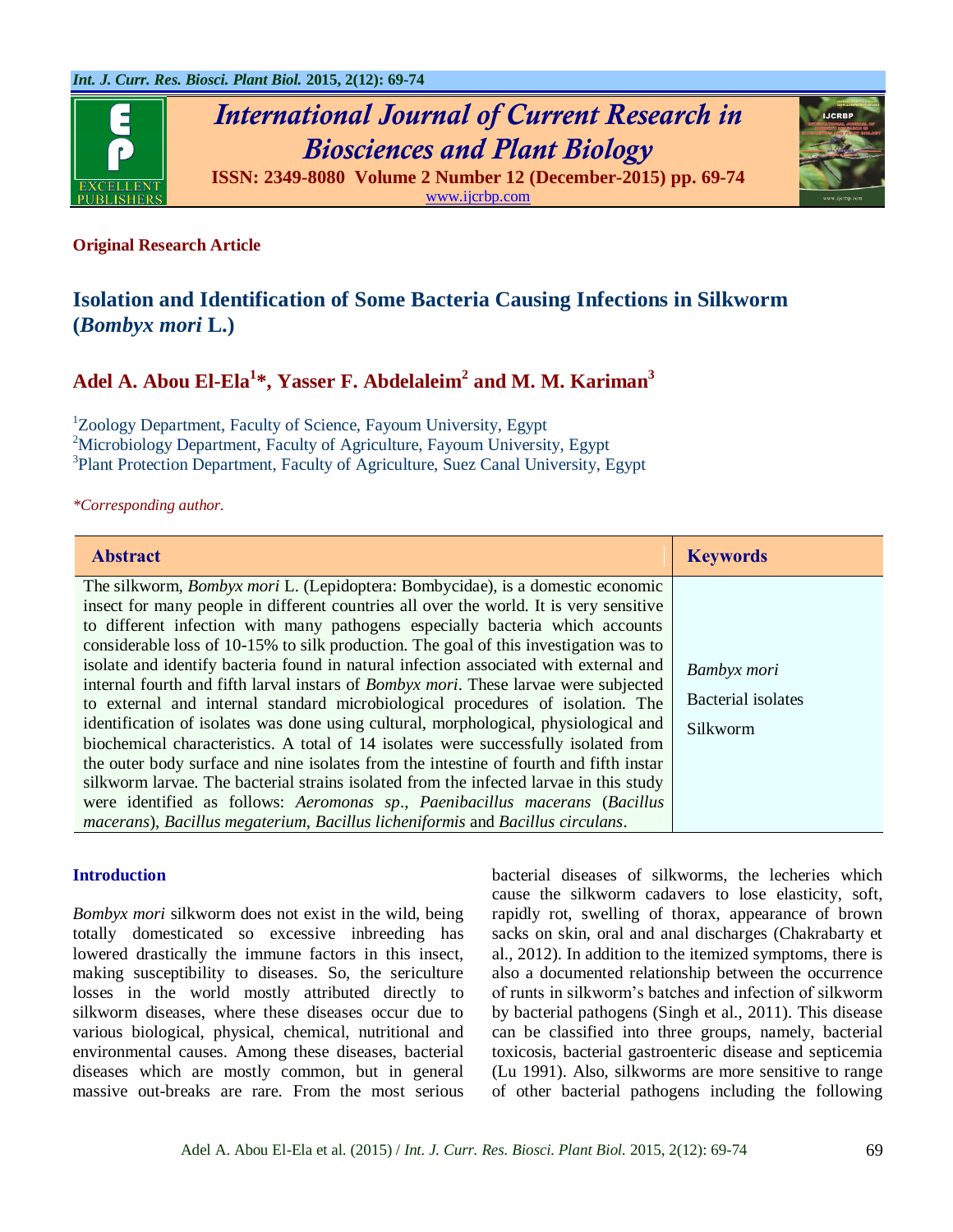**Original Research Article**

# Isolation and Identification of Some Bacteria Causing Infections in Silkworm (*Bombyx mori* L.)

**Adel A. Abou El-Ela[1]*, Yasser F. Abdelaleim[2] and M. M. Kariman[3]**

[1]Zoology Department, Faculty of Science, Fayoum University, Egypt
[2]Microbiology Department, Faculty of Agriculture, Fayoum University, Egypt
[3]Plant Protection Department, Faculty of Agriculture, Suez Canal University, Egypt

*\*Corresponding author.*

| Abstract | Keywords |
|---|---|
| The silkworm, *Bombyx mori* L. (Lepidoptera: Bombycidae), is a domestic economic insect for many people in different countries all over the world. It is very sensitive to different infection with many pathogens especially bacteria which accounts considerable loss of 10-15% to silk production. The goal of this investigation was to isolate and identify bacteria found in natural infection associated with external and internal fourth and fifth larval instars of *Bombyx mori*. These larvae were subjected to external and internal standard microbiological procedures of isolation. The identification of isolates was done using cultural, morphological, physiological and biochemical characteristics. A total of 14 isolates were successfully isolated from the outer body surface and nine isolates from the intestine of fourth and fifth instar silkworm larvae. The bacterial strains isolated from the infected larvae in this study were identified as follows: *Aeromonas sp*., *Paenibacillus macerans* (*Bacillus macerans*), *Bacillus megaterium*, *Bacillus licheniformis* and *Bacillus circulans*. | *Bambyx mori*<br>Bacterial isolates<br>Silkworm |

## Introduction

*Bombyx mori* silkworm does not exist in the wild, being totally domesticated so excessive inbreeding has lowered drastically the immune factors in this insect, making susceptibility to diseases. So, the sericulture losses in the world mostly attributed directly to silkworm diseases, where these diseases occur due to various biological, physical, chemical, nutritional and environmental causes. Among these diseases, bacterial diseases which are mostly common, but in general massive out-breaks are rare. From the most serious bacterial diseases of silkworms, the lecheries which cause the silkworm cadavers to lose elasticity, soft, rapidly rot, swelling of thorax, appearance of brown sacks on skin, oral and anal discharges (Chakrabarty et al., 2012). In addition to the itemized symptoms, there is also a documented relationship between the occurrence of runts in silkworm's batches and infection of silkworm by bacterial pathogens (Singh et al., 2011). This disease can be classified into three groups, namely, bacterial toxicosis, bacterial gastroenteric disease and septicemia (Lu 1991). Also, silkworms are more sensitive to range of other bacterial pathogens including the following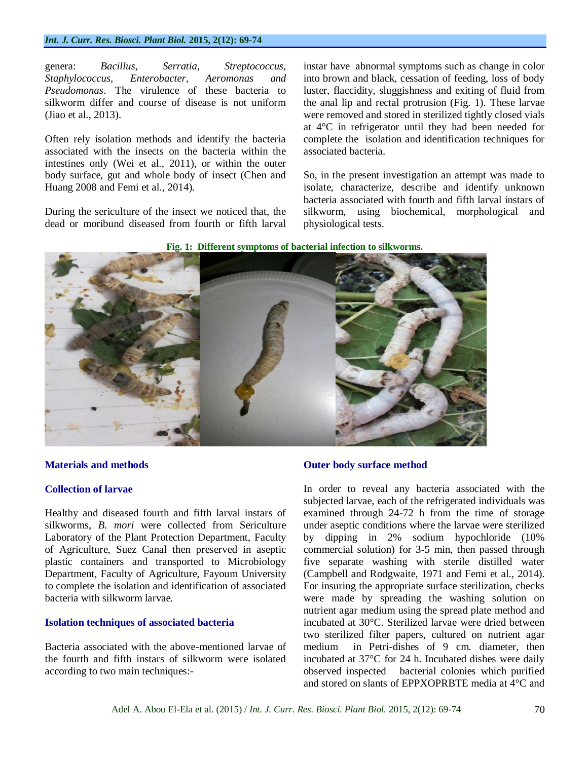genera: *Bacillus*, *Serratia*, *Streptococcus*, *Staphylococcus*, *Enterobacter*, *Aeromonas* and *Pseudomonas*. The virulence of these bacteria to silkworm differ and course of disease is not uniform (Jiao et al., 2013).

Often rely isolation methods and identify the bacteria associated with the insects on the bacteria within the intestines only (Wei et al., 2011), or within the outer body surface, gut and whole body of insect (Chen and Huang 2008 and Femi et al., 2014).

During the sericulture of the insect we noticed that, the dead or moribund diseased from fourth or fifth larval instar have abnormal symptoms such as change in color into brown and black, cessation of feeding, loss of body luster, flaccidity, sluggishness and exiting of fluid from the anal lip and rectal protrusion (Fig. 1). These larvae were removed and stored in sterilized tightly closed vials at 4°C in refrigerator until they had been needed for complete the isolation and identification techniques for associated bacteria.

So, in the present investigation an attempt was made to isolate, characterize, describe and identify unknown bacteria associated with fourth and fifth larval instars of silkworm, using biochemical, morphological and physiological tests.

**Fig. 1: Different symptoms of bacterial infection to silkworms.**

## Materials and methods

### Collection of larvae

Healthy and diseased fourth and fifth larval instars of silkworms, *B. mori* were collected from Sericulture Laboratory of the Plant Protection Department, Faculty of Agriculture, Suez Canal then preserved in aseptic plastic containers and transported to Microbiology Department, Faculty of Agriculture, Fayoum University to complete the isolation and identification of associated bacteria with silkworm larvae.

### Isolation techniques of associated bacteria

Bacteria associated with the above-mentioned larvae of the fourth and fifth instars of silkworm were isolated according to two main techniques:-

### Outer body surface method

In order to reveal any bacteria associated with the subjected larvae, each of the refrigerated individuals was examined through 24-72 h from the time of storage under aseptic conditions where the larvae were sterilized by dipping in 2% sodium hypochloride (10% commercial solution) for 3-5 min, then passed through five separate washing with sterile distilled water (Campbell and Rodgwaite, 1971 and Femi et al., 2014). For insuring the appropriate surface sterilization, checks were made by spreading the washing solution on nutrient agar medium using the spread plate method and incubated at 30°C. Sterilized larvae were dried between two sterilized filter papers, cultured on nutrient agar medium in Petri-dishes of 9 cm. diameter, then incubated at 37°C for 24 h. Incubated dishes were daily observed inspected bacterial colonies which purified and stored on slants of EPPXOPRBTE media at 4°C and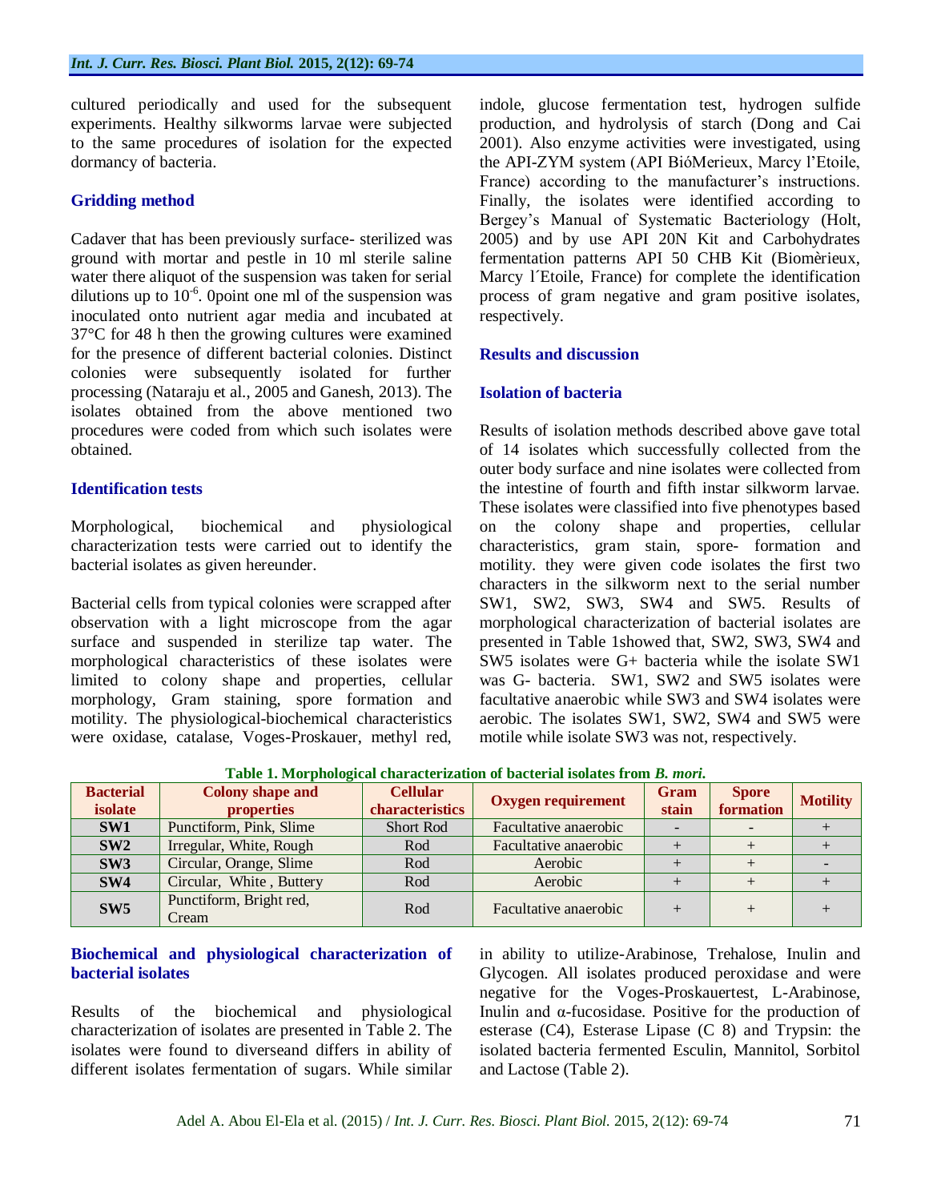cultured periodically and used for the subsequent experiments. Healthy silkworms larvae were subjected to the same procedures of isolation for the expected dormancy of bacteria.

### Gridding method

Cadaver that has been previously surface- sterilized was ground with mortar and pestle in 10 ml sterile saline water there aliquot of the suspension was taken for serial dilutions up to $10^{-6}$. 0point one ml of the suspension was inoculated onto nutrient agar media and incubated at 37°C for 48 h then the growing cultures were examined for the presence of different bacterial colonies. Distinct colonies were subsequently isolated for further processing (Nataraju et al., 2005 and Ganesh, 2013). The isolates obtained from the above mentioned two procedures were coded from which such isolates were obtained.

### Identification tests

Morphological, biochemical and physiological characterization tests were carried out to identify the bacterial isolates as given hereunder.

Bacterial cells from typical colonies were scrapped after observation with a light microscope from the agar surface and suspended in sterilize tap water. The morphological characteristics of these isolates were limited to colony shape and properties, cellular morphology, Gram staining, spore formation and motility. The physiological-biochemical characteristics were oxidase, catalase, Voges-Proskauer, methyl red, indole, glucose fermentation test, hydrogen sulfide production, and hydrolysis of starch (Dong and Cai 2001). Also enzyme activities were investigated, using the API-ZYM system (API BióMerieux, Marcy l'Etoile, France) according to the manufacturer's instructions. Finally, the isolates were identified according to Bergey's Manual of Systematic Bacteriology (Holt, 2005) and by use API 20N Kit and Carbohydrates fermentation patterns API 50 CHB Kit (Biomèrieux, Marcy l´Etoile, France) for complete the identification process of gram negative and gram positive isolates, respectively.

## Results and discussion

### Isolation of bacteria

Results of isolation methods described above gave total of 14 isolates which successfully collected from the outer body surface and nine isolates were collected from the intestine of fourth and fifth instar silkworm larvae. These isolates were classified into five phenotypes based on the colony shape and properties, cellular characteristics, gram stain, spore- formation and motility. they were given code isolates the first two characters in the silkworm next to the serial number SW1, SW2, SW3, SW4 and SW5. Results of morphological characterization of bacterial isolates are presented in Table 1showed that, SW2, SW3, SW4 and SW5 isolates were G+ bacteria while the isolate SW1 was G- bacteria. SW1, SW2 and SW5 isolates were facultative anaerobic while SW3 and SW4 isolates were aerobic. The isolates SW1, SW2, SW4 and SW5 were motile while isolate SW3 was not, respectively.

**Table 1. Morphological characterization of bacterial isolates from *B. mori*.**

| Bacterial isolate | Colony shape and properties | Cellular characteristics | Oxygen requirement | Gram stain | Spore formation | Motility |
|---|---|---|---|---|---|---|
| **SW1** | Punctiform, Pink, Slime | Short Rod | Facultative anaerobic | - | - | + |
| **SW2** | Irregular, White, Rough | Rod | Facultative anaerobic | + | + | + |
| **SW3** | Circular, Orange, Slime | Rod | Aerobic | + | + | - |
| **SW4** | Circular, White , Buttery | Rod | Aerobic | + | + | + |
| **SW5** | Punctiform, Bright red, Cream | Rod | Facultative anaerobic | + | + | + |

### Biochemical and physiological characterization of bacterial isolates

Results of the biochemical and physiological characterization of isolates are presented in Table 2. The isolates were found to diverseand differs in ability of different isolates fermentation of sugars. While similar in ability to utilize-Arabinose, Trehalose, Inulin and Glycogen. All isolates produced peroxidase and were negative for the Voges-Proskauertest, L-Arabinose, Inulin and α-fucosidase. Positive for the production of esterase (C4), Esterase Lipase (C 8) and Trypsin: the isolated bacteria fermented Esculin, Mannitol, Sorbitol and Lactose (Table 2).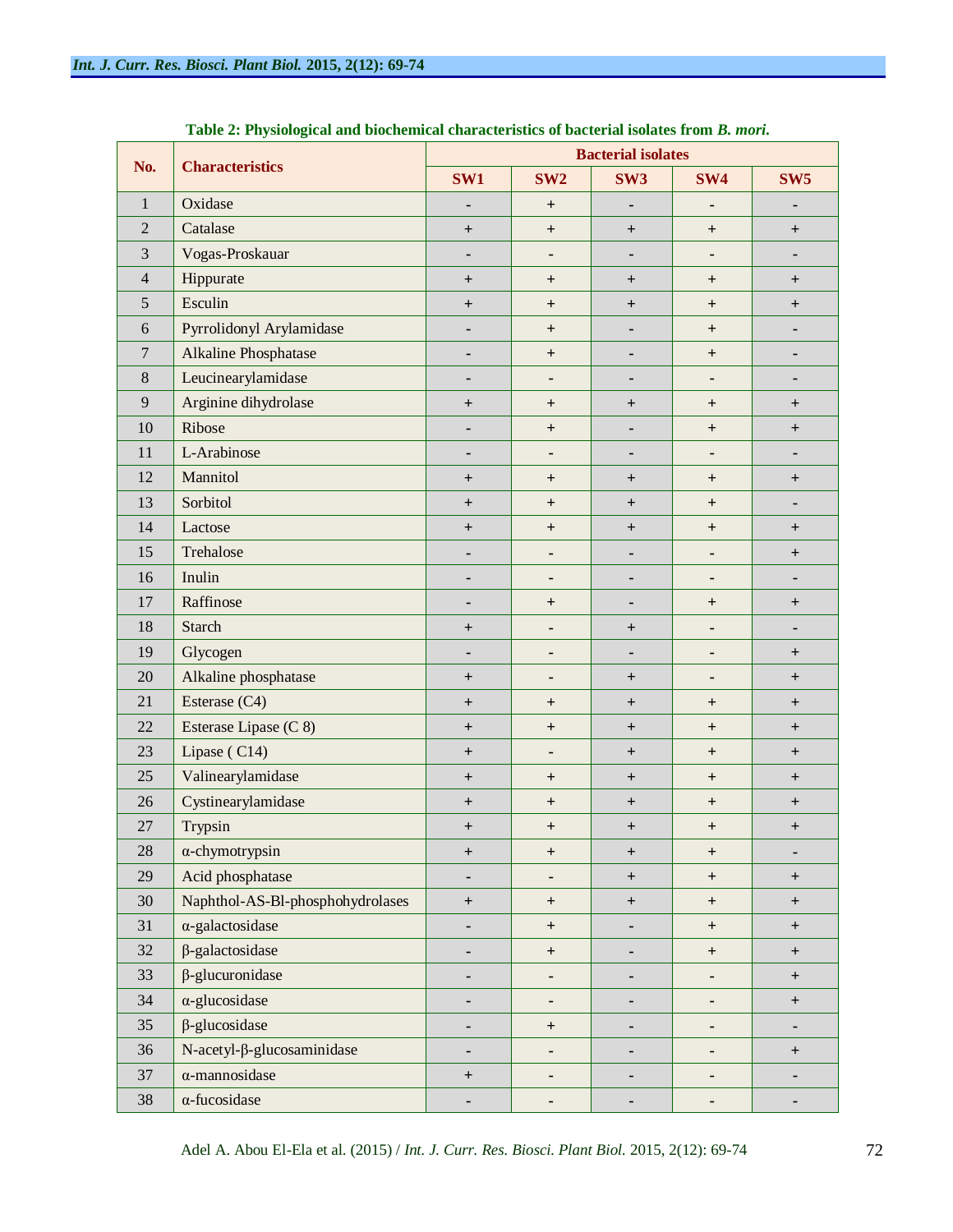**Table 2: Physiological and biochemical characteristics of bacterial isolates from *B. mori*.**

| No. | Characteristics | Bacterial isolates | | | | |
|---|---|---|---|---|---|---|
| | | SW1 | SW2 | SW3 | SW4 | SW5 |
| 1 | Oxidase | - | + | - | - | - |
| 2 | Catalase | + | + | + | + | + |
| 3 | Vogas-Proskauar | - | - | - | - | - |
| 4 | Hippurate | + | + | + | + | + |
| 5 | Esculin | + | + | + | + | + |
| 6 | Pyrrolidonyl Arylamidase | - | + | - | + | - |
| 7 | Alkaline Phosphatase | - | + | - | + | - |
| 8 | Leucinearylamidase | - | - | - | - | - |
| 9 | Arginine dihydrolase | + | + | + | + | + |
| 10 | Ribose | - | + | - | + | + |
| 11 | L-Arabinose | - | - | - | - | - |
| 12 | Mannitol | + | + | + | + | + |
| 13 | Sorbitol | + | + | + | + | - |
| 14 | Lactose | + | + | + | + | + |
| 15 | Trehalose | - | - | - | - | + |
| 16 | Inulin | - | - | - | - | - |
| 17 | Raffinose | - | + | - | + | + |
| 18 | Starch | + | - | + | - | - |
| 19 | Glycogen | - | - | - | - | + |
| 20 | Alkaline phosphatase | + | - | + | - | + |
| 21 | Esterase (C4) | + | + | + | + | + |
| 22 | Esterase Lipase (C 8) | + | + | + | + | + |
| 23 | Lipase ( C14) | + | - | + | + | + |
| 25 | Valinearylamidase | + | + | + | + | + |
| 26 | Cystinearylamidase | + | + | + | + | + |
| 27 | Trypsin | + | + | + | + | + |
| 28 | α-chymotrypsin | + | + | + | + | - |
| 29 | Acid phosphatase | - | - | + | + | + |
| 30 | Naphthol-AS-Bl-phosphohydrolases | + | + | + | + | + |
| 31 | α-galactosidase | - | + | - | + | + |
| 32 | β-galactosidase | - | + | - | + | + |
| 33 | β-glucuronidase | - | - | - | - | + |
| 34 | α-glucosidase | - | - | - | - | + |
| 35 | β-glucosidase | - | + | - | - | - |
| 36 | N-acetyl-β-glucosaminidase | - | - | - | - | + |
| 37 | α-mannosidase | + | - | - | - | - |
| 38 | α-fucosidase | - | - | - | - | - |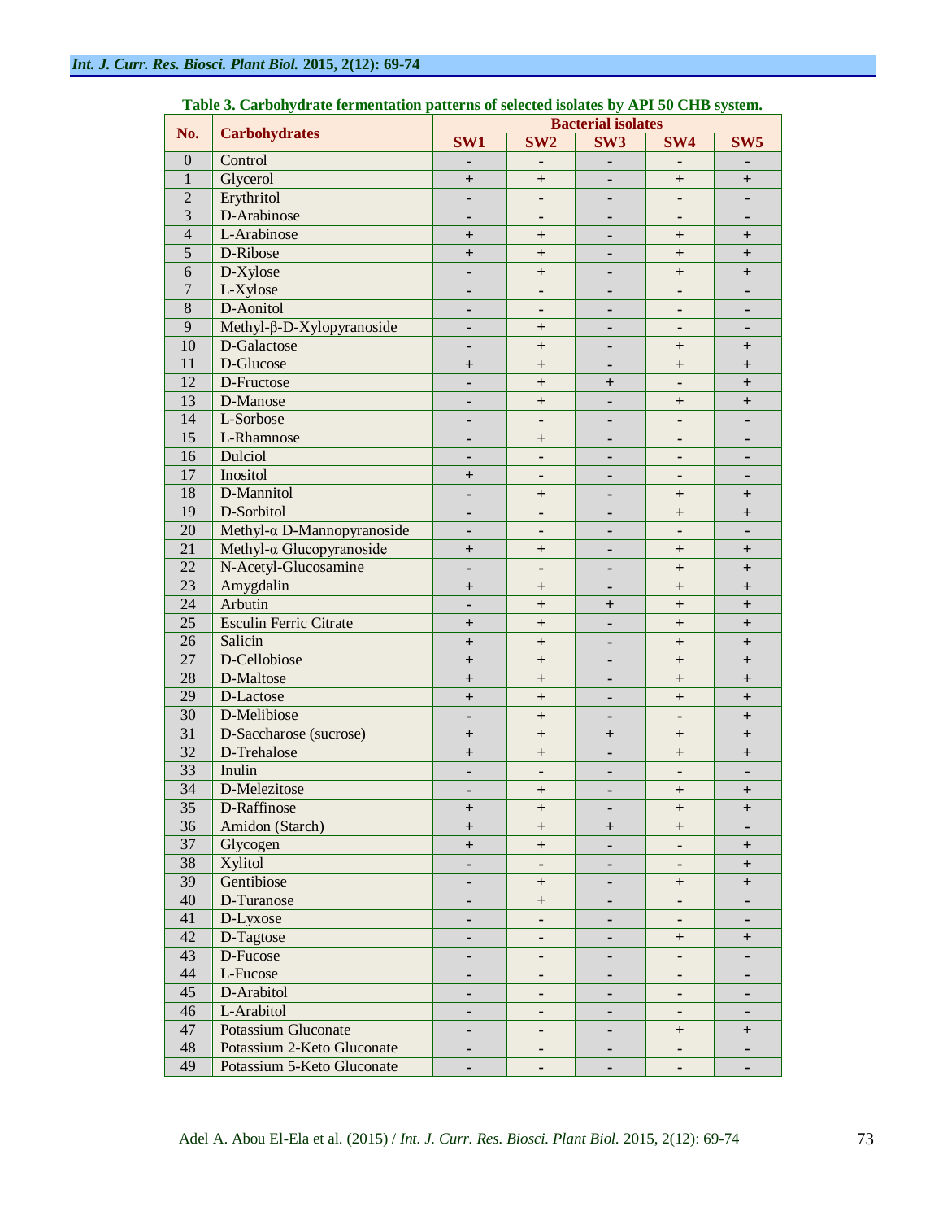**Table 3. Carbohydrate fermentation patterns of selected isolates by API 50 CHB system.**

| No. | Carbohydrates | Bacterial isolates | | | | |
|---|---|---|---|---|---|---|
| | | SW1 | SW2 | SW3 | SW4 | SW5 |
| 0 | Control | - | - | - | - | - |
| 1 | Glycerol | + | + | - | + | + |
| 2 | Erythritol | - | - | - | - | - |
| 3 | D-Arabinose | - | - | - | - | - |
| 4 | L-Arabinose | + | + | - | + | + |
| 5 | D-Ribose | + | + | - | + | + |
| 6 | D-Xylose | - | + | - | + | + |
| 7 | L-Xylose | - | - | - | - | - |
| 8 | D-Aonitol | - | - | - | - | - |
| 9 | Methyl-β-D-Xylopyranoside | - | + | - | - | - |
| 10 | D-Galactose | - | + | - | + | + |
| 11 | D-Glucose | + | + | - | + | + |
| 12 | D-Fructose | - | + | + | - | + |
| 13 | D-Manose | - | + | - | + | + |
| 14 | L-Sorbose | - | - | - | - | - |
| 15 | L-Rhamnose | - | + | - | - | - |
| 16 | Dulciol | - | - | - | - | - |
| 17 | Inositol | + | - | - | - | - |
| 18 | D-Mannitol | - | + | - | + | + |
| 19 | D-Sorbitol | - | - | - | + | + |
| 20 | Methyl-α D-Mannopyranoside | - | - | - | - | - |
| 21 | Methyl-α Glucopyranoside | + | + | - | + | + |
| 22 | N-Acetyl-Glucosamine | - | - | - | + | + |
| 23 | Amygdalin | + | + | - | + | + |
| 24 | Arbutin | - | + | + | + | + |
| 25 | Esculin Ferric Citrate | + | + | - | + | + |
| 26 | Salicin | + | + | - | + | + |
| 27 | D-Cellobiose | + | + | - | + | + |
| 28 | D-Maltose | + | + | - | + | + |
| 29 | D-Lactose | + | + | - | + | + |
| 30 | D-Melibiose | - | + | - | - | + |
| 31 | D-Saccharose (sucrose) | + | + | + | + | + |
| 32 | D-Trehalose | + | + | - | + | + |
| 33 | Inulin | - | - | - | - | - |
| 34 | D-Melezitose | - | + | - | + | + |
| 35 | D-Raffinose | + | + | - | + | + |
| 36 | Amidon (Starch) | + | + | + | + | - |
| 37 | Glycogen | + | + | - | - | + |
| 38 | Xylitol | - | - | - | - | + |
| 39 | Gentibiose | - | + | - | + | + |
| 40 | D-Turanose | - | + | - | - | - |
| 41 | D-Lyxose | - | - | - | - | - |
| 42 | D-Tagtose | - | - | - | + | + |
| 43 | D-Fucose | - | - | - | - | - |
| 44 | L-Fucose | - | - | - | - | - |
| 45 | D-Arabitol | - | - | - | - | - |
| 46 | L-Arabitol | - | - | - | - | - |
| 47 | Potassium Gluconate | - | - | - | + | + |
| 48 | Potassium 2-Keto Gluconate | - | - | - | - | - |
| 49 | Potassium 5-Keto Gluconate | - | - | - | - | - |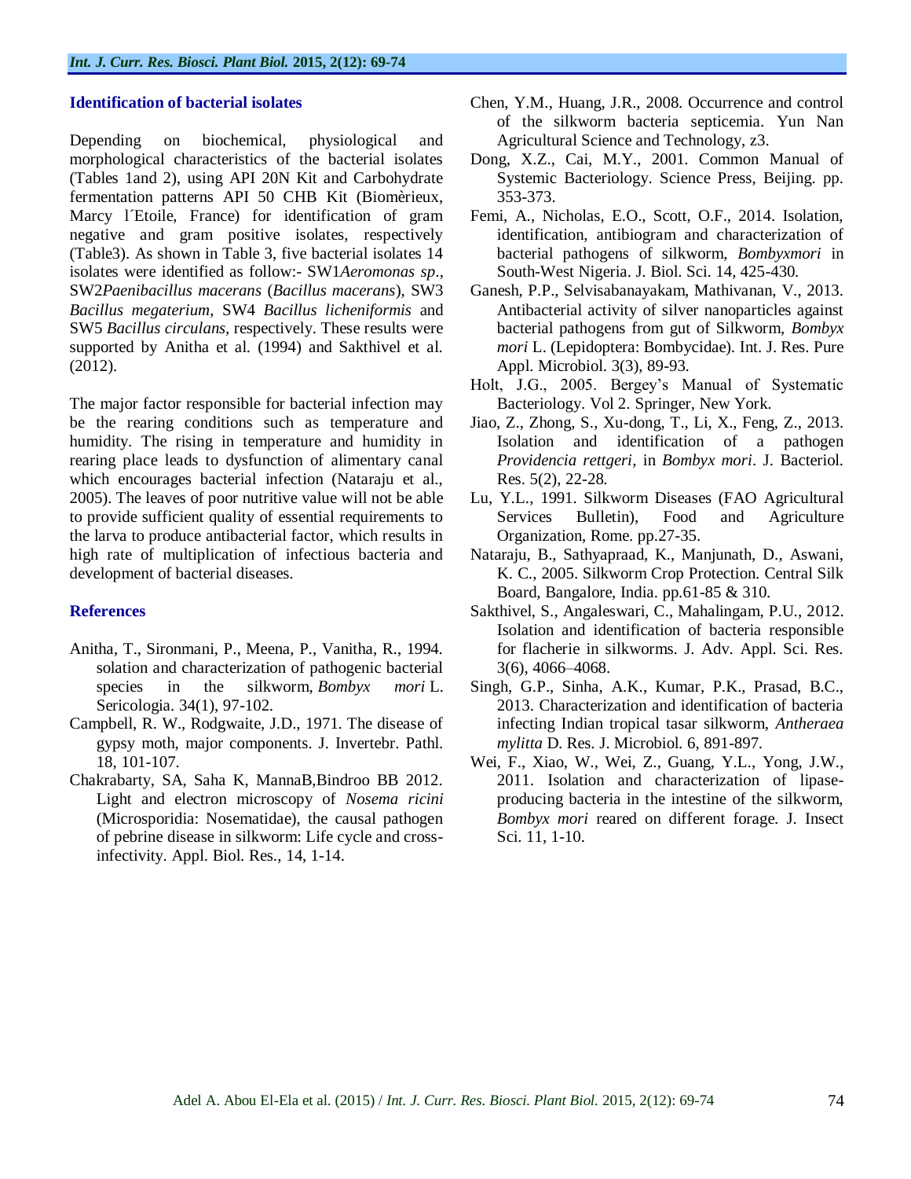### Identification of bacterial isolates

Depending on biochemical, physiological and morphological characteristics of the bacterial isolates (Tables 1and 2), using API 20N Kit and Carbohydrate fermentation patterns API 50 CHB Kit (Biomèrieux, Marcy l´Etoile, France) for identification of gram negative and gram positive isolates, respectively (Table3). As shown in Table 3, five bacterial isolates 14 isolates were identified as follow:- SW1*Aeromonas sp*., SW2*Paenibacillus macerans* (*Bacillus macerans*), SW3 *Bacillus megaterium*, SW4 *Bacillus licheniformis* and SW5 *Bacillus circulans*, respectively. These results were supported by Anitha et al. (1994) and Sakthivel et al. (2012).

The major factor responsible for bacterial infection may be the rearing conditions such as temperature and humidity. The rising in temperature and humidity in rearing place leads to dysfunction of alimentary canal which encourages bacterial infection (Nataraju et al., 2005). The leaves of poor nutritive value will not be able to provide sufficient quality of essential requirements to the larva to produce antibacterial factor, which results in high rate of multiplication of infectious bacteria and development of bacterial diseases.

### References

Anitha, T., Sironmani, P., Meena, P., Vanitha, R., 1994. solation and characterization of pathogenic bacterial species in the silkworm, *Bombyx mori* L. Sericologia. 34(1), 97-102.

Campbell, R. W., Rodgwaite, J.D., 1971. The disease of gypsy moth, major components. J. Invertebr. Pathl. 18, 101-107.

Chakrabarty, SA, Saha K, MannaB,Bindroo BB 2012. Light and electron microscopy of *Nosema ricini* (Microsporidia: Nosematidae), the causal pathogen of pebrine disease in silkworm: Life cycle and cross-infectivity. Appl. Biol. Res., 14, 1-14.

Chen, Y.M., Huang, J.R., 2008. Occurrence and control of the silkworm bacteria septicemia. Yun Nan Agricultural Science and Technology, z3.

Dong, X.Z., Cai, M.Y., 2001. Common Manual of Systemic Bacteriology. Science Press, Beijing. pp. 353-373.

Femi, A., Nicholas, E.O., Scott, O.F., 2014. Isolation, identification, antibiogram and characterization of bacterial pathogens of silkworm, *Bombyxmori* in South-West Nigeria. J. Biol. Sci. 14, 425-430.

Ganesh, P.P., Selvisabanayakam, Mathivanan, V., 2013. Antibacterial activity of silver nanoparticles against bacterial pathogens from gut of Silkworm, *Bombyx mori* L. (Lepidoptera: Bombycidae). Int. J. Res. Pure Appl. Microbiol. 3(3), 89-93.

Holt, J.G., 2005. Bergey's Manual of Systematic Bacteriology. Vol 2. Springer, New York.

Jiao, Z., Zhong, S., Xu-dong, T., Li, X., Feng, Z., 2013. Isolation and identification of a pathogen *Providencia rettgeri*, in *Bombyx mori*. J. Bacteriol. Res. 5(2), 22-28.

Lu, Y.L., 1991. Silkworm Diseases (FAO Agricultural Services Bulletin), Food and Agriculture Organization, Rome. pp.27-35.

Nataraju, B., Sathyapraad, K., Manjunath, D., Aswani, K. C., 2005. Silkworm Crop Protection. Central Silk Board, Bangalore, India. pp.61-85 & 310.

Sakthivel, S., Angaleswari, C., Mahalingam, P.U., 2012. Isolation and identification of bacteria responsible for flacherie in silkworms. J. Adv. Appl. Sci. Res. 3(6), 4066–4068.

Singh, G.P., Sinha, A.K., Kumar, P.K., Prasad, B.C., 2013. Characterization and identification of bacteria infecting Indian tropical tasar silkworm, *Antheraea mylitta* D. Res. J. Microbiol. 6, 891-897.

Wei, F., Xiao, W., Wei, Z., Guang, Y.L., Yong, J.W., 2011. Isolation and characterization of lipase-producing bacteria in the intestine of the silkworm, *Bombyx mori* reared on different forage. J. Insect Sci. 11, 1-10.